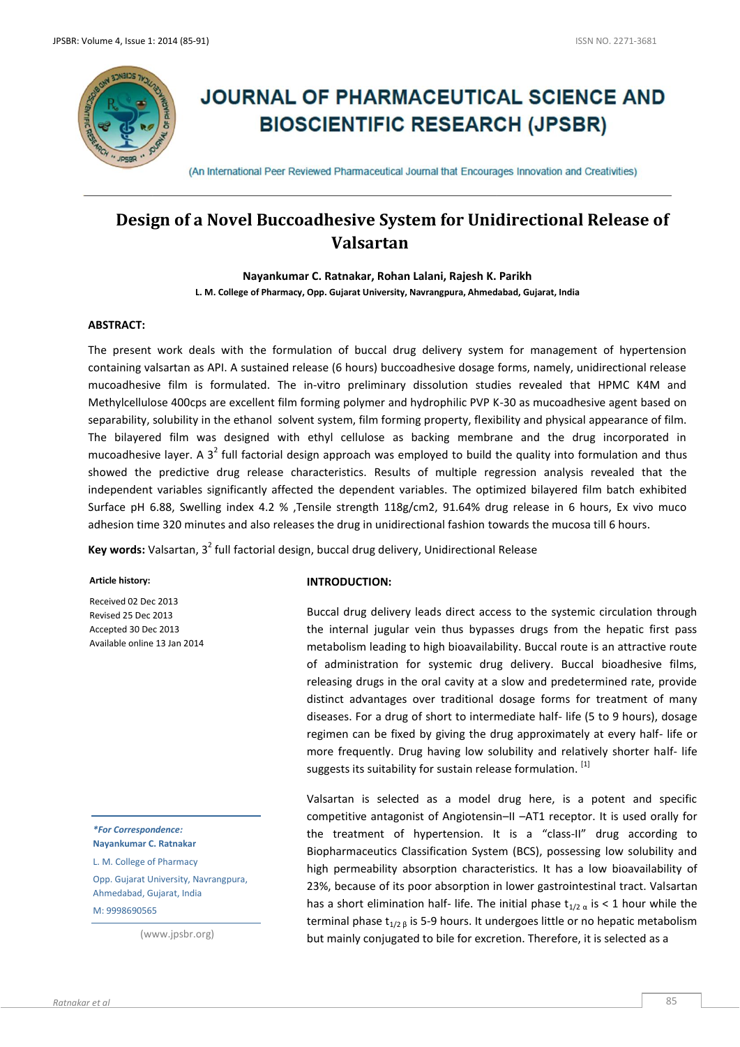# JOURNAL OF PHARMACEUTICAL SCIENCE AND BIOSCIENTIFIC RESEARCH (JPSBR)

(An International Peer Reviewed Pharmaceutical Journal that Encourages Innovation and Creativities)

## Design of a Novel Buccoadhesive System for Unidirectional Release of Valsartan

**Nayankumar C. Ratnakar, Rohan Lalani, Rajesh K. Parikh**

**L. M. College of Pharmacy, Opp. Gujarat University, Navrangpura, Ahmedabad, Gujarat, India**

### ABSTRACT:

The present work deals with the formulation of buccal drug delivery system for management of hypertension containing valsartan as API. A sustained release (6 hours) buccoadhesive dosage forms, namely, unidirectional release mucoadhesive film is formulated. The in-vitro preliminary dissolution studies revealed that HPMC K4M and Methylcellulose 400cps are excellent film forming polymer and hydrophilic PVP K-30 as mucoadhesive agent based on separability, solubility in the ethanol solvent system, film forming property, flexibility and physical appearance of film. The bilayered film was designed with ethyl cellulose as backing membrane and the drug incorporated in mucoadhesive layer. A $3^2$ full factorial design approach was employed to build the quality into formulation and thus showed the predictive drug release characteristics. Results of multiple regression analysis revealed that the independent variables significantly affected the dependent variables. The optimized bilayered film batch exhibited Surface pH 6.88, Swelling index 4.2 % ,Tensile strength 118g/cm2, 91.64% drug release in 6 hours, Ex vivo muco adhesion time 320 minutes and also releases the drug in unidirectional fashion towards the mucosa till 6 hours.

**Key words:** Valsartan, $3^2$ full factorial design, buccal drug delivery, Unidirectional Release

**Article history:**

Received 02 Dec 2013
Revised 25 Dec 2013
Accepted 30 Dec 2013
Available online 13 Jan 2014

***For Correspondence:***
**Nayankumar C. Ratnakar**
L. M. College of Pharmacy
Opp. Gujarat University, Navrangpura, Ahmedabad, Gujarat, India
M: 9998690565

(www.jpsbr.org)

### INTRODUCTION:

Buccal drug delivery leads direct access to the systemic circulation through the internal jugular vein thus bypasses drugs from the hepatic first pass metabolism leading to high bioavailability. Buccal route is an attractive route of administration for systemic drug delivery. Buccal bioadhesive films, releasing drugs in the oral cavity at a slow and predetermined rate, provide distinct advantages over traditional dosage forms for treatment of many diseases. For a drug of short to intermediate half- life (5 to 9 hours), dosage regimen can be fixed by giving the drug approximately at every half- life or more frequently. Drug having low solubility and relatively shorter half- life suggests its suitability for sustain release formulation. [1]

Valsartan is selected as a model drug here, is a potent and specific competitive antagonist of Angiotensin–II –AT1 receptor. It is used orally for the treatment of hypertension. It is a "class-II" drug according to Biopharmaceutics Classification System (BCS), possessing low solubility and high permeability absorption characteristics. It has a low bioavailability of 23%, because of its poor absorption in lower gastrointestinal tract. Valsartan has a short elimination half- life. The initial phase $t_{1/2\,\alpha}$ is < 1 hour while the terminal phase $t_{1/2\,\beta}$ is 5-9 hours. It undergoes little or no hepatic metabolism but mainly conjugated to bile for excretion. Therefore, it is selected as a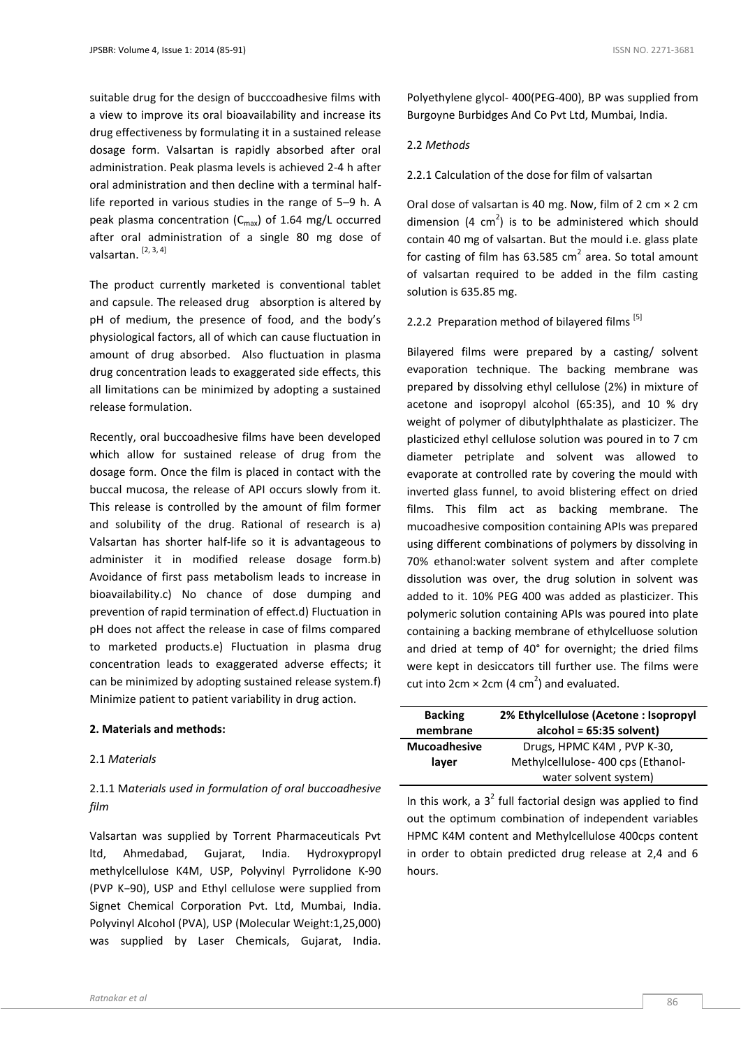suitable drug for the design of bucccoadhesive films with a view to improve its oral bioavailability and increase its drug effectiveness by formulating it in a sustained release dosage form. Valsartan is rapidly absorbed after oral administration. Peak plasma levels is achieved 2-4 h after oral administration and then decline with a terminal half-life reported in various studies in the range of 5–9 h. A peak plasma concentration ($C_{max}$) of 1.64 mg/L occurred after oral administration of a single 80 mg dose of valsartan. [2, 3, 4]

The product currently marketed is conventional tablet and capsule. The released drug absorption is altered by pH of medium, the presence of food, and the body's physiological factors, all of which can cause fluctuation in amount of drug absorbed. Also fluctuation in plasma drug concentration leads to exaggerated side effects, this all limitations can be minimized by adopting a sustained release formulation.

Recently, oral buccoadhesive films have been developed which allow for sustained release of drug from the dosage form. Once the film is placed in contact with the buccal mucosa, the release of API occurs slowly from it. This release is controlled by the amount of film former and solubility of the drug. Rational of research is a) Valsartan has shorter half-life so it is advantageous to administer it in modified release dosage form.b) Avoidance of first pass metabolism leads to increase in bioavailability.c) No chance of dose dumping and prevention of rapid termination of effect.d) Fluctuation in pH does not affect the release in case of films compared to marketed products.e) Fluctuation in plasma drug concentration leads to exaggerated adverse effects; it can be minimized by adopting sustained release system.f) Minimize patient to patient variability in drug action.

**2. Materials and methods:**

2.1 *Materials*

2.1.1 M*aterials used in formulation of oral buccoadhesive film*

Valsartan was supplied by Torrent Pharmaceuticals Pvt ltd, Ahmedabad, Gujarat, India. Hydroxypropyl methylcellulose K4M, USP, Polyvinyl Pyrrolidone K-90 (PVP K–90), USP and Ethyl cellulose were supplied from Signet Chemical Corporation Pvt. Ltd, Mumbai, India. Polyvinyl Alcohol (PVA), USP (Molecular Weight:1,25,000) was supplied by Laser Chemicals, Gujarat, India. Polyethylene glycol- 400(PEG-400), BP was supplied from Burgoyne Burbidges And Co Pvt Ltd, Mumbai, India.

2.2 *Methods*

2.2.1 Calculation of the dose for film of valsartan

Oral dose of valsartan is 40 mg. Now, film of 2 cm × 2 cm dimension (4 $cm^2$) is to be administered which should contain 40 mg of valsartan. But the mould i.e. glass plate for casting of film has 63.585 $cm^2$ area. So total amount of valsartan required to be added in the film casting solution is 635.85 mg.

2.2.2 Preparation method of bilayered films [5]

Bilayered films were prepared by a casting/ solvent evaporation technique. The backing membrane was prepared by dissolving ethyl cellulose (2%) in mixture of acetone and isopropyl alcohol (65:35), and 10 % dry weight of polymer of dibutylphthalate as plasticizer. The plasticized ethyl cellulose solution was poured in to 7 cm diameter petriplate and solvent was allowed to evaporate at controlled rate by covering the mould with inverted glass funnel, to avoid blistering effect on dried films. This film act as backing membrane. The mucoadhesive composition containing APIs was prepared using different combinations of polymers by dissolving in 70% ethanol:water solvent system and after complete dissolution was over, the drug solution in solvent was added to it. 10% PEG 400 was added as plasticizer. This polymeric solution containing APIs was poured into plate containing a backing membrane of ethylcelluose solution and dried at temp of 40° for overnight; the dried films were kept in desiccators till further use. The films were cut into 2cm × 2cm (4 $cm^2$) and evaluated.

| **Backing membrane** | **2% Ethylcellulose (Acetone : Isopropyl alcohol = 65:35 solvent)** |
|---|---|
| **Mucoadhesive layer** | Drugs, HPMC K4M , PVP K-30, Methylcellulose- 400 cps (Ethanol-water solvent system) |

In this work, a $3^2$ full factorial design was applied to find out the optimum combination of independent variables HPMC K4M content and Methylcellulose 400cps content in order to obtain predicted drug release at 2,4 and 6 hours.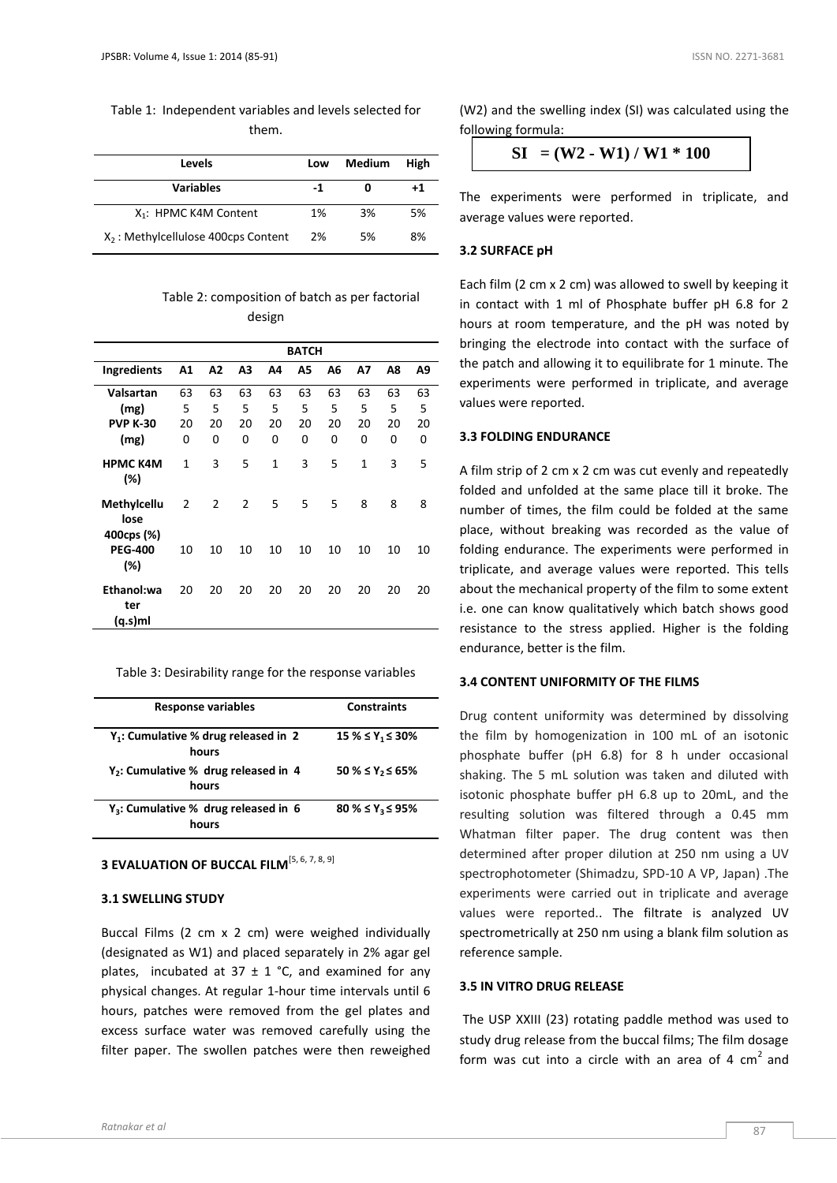Table 1: Independent variables and levels selected for them.

| Levels | Low | Medium | High |
|---|---|---|---|
| **Variables** | **-1** | **0** | **+1** |
| $X_1$: HPMC K4M Content | 1% | 3% | 5% |
| $X_2$ : Methylcellulose 400cps Content | 2% | 5% | 8% |

Table 2: composition of batch as per factorial design

| Ingredients | A1 | A2 | A3 | A4 | A5 | A6 | A7 | A8 | A9 |
|---|---|---|---|---|---|---|---|---|---|
| **Valsartan (mg)** | 635 | 635 | 635 | 635 | 635 | 635 | 635 | 635 | 635 |
| **PVP K-30 (mg)** | 200 | 200 | 200 | 200 | 200 | 200 | 200 | 200 | 200 |
| **HPMC K4M (%)** | 1 | 3 | 5 | 1 | 3 | 5 | 1 | 3 | 5 |
| **Methylcellulose 400cps (%)** | 2 | 2 | 2 | 5 | 5 | 5 | 8 | 8 | 8 |
| **PEG-400 (%)** | 10 | 10 | 10 | 10 | 10 | 10 | 10 | 10 | 10 |
| **Ethanol:water (q.s)ml** | 20 | 20 | 20 | 20 | 20 | 20 | 20 | 20 | 20 |

Table 3: Desirability range for the response variables

| Response variables | Constraints |
|---|---|
| **$Y_1$: Cumulative % drug released in 2 hours** | **$15\% \leq Y_1 \leq 30\%$** |
| **$Y_2$: Cumulative % drug released in 4 hours** | **$50\% \leq Y_2 \leq 65\%$** |
| **$Y_3$: Cumulative % drug released in 6 hours** | **$80\% \leq Y_3 \leq 95\%$** |

## 3 EVALUATION OF BUCCAL FILM[5, 6, 7, 8, 9]

### 3.1 SWELLING STUDY

Buccal Films (2 cm x 2 cm) were weighed individually (designated as W1) and placed separately in 2% agar gel plates, incubated at 37 ± 1 °C, and examined for any physical changes. At regular 1-hour time intervals until 6 hours, patches were removed from the gel plates and excess surface water was removed carefully using the filter paper. The swollen patches were then reweighed (W2) and the swelling index (SI) was calculated using the following formula:

$$SI = (W2 - W1) / W1 * 100$$

The experiments were performed in triplicate, and average values were reported.

### 3.2 SURFACE pH

Each film (2 cm x 2 cm) was allowed to swell by keeping it in contact with 1 ml of Phosphate buffer pH 6.8 for 2 hours at room temperature, and the pH was noted by bringing the electrode into contact with the surface of the patch and allowing it to equilibrate for 1 minute. The experiments were performed in triplicate, and average values were reported.

### 3.3 FOLDING ENDURANCE

A film strip of 2 cm x 2 cm was cut evenly and repeatedly folded and unfolded at the same place till it broke. The number of times, the film could be folded at the same place, without breaking was recorded as the value of folding endurance. The experiments were performed in triplicate, and average values were reported. This tells about the mechanical property of the film to some extent i.e. one can know qualitatively which batch shows good resistance to the stress applied. Higher is the folding endurance, better is the film.

### 3.4 CONTENT UNIFORMITY OF THE FILMS

Drug content uniformity was determined by dissolving the film by homogenization in 100 mL of an isotonic phosphate buffer (pH 6.8) for 8 h under occasional shaking. The 5 mL solution was taken and diluted with isotonic phosphate buffer pH 6.8 up to 20mL, and the resulting solution was filtered through a 0.45 mm Whatman filter paper. The drug content was then determined after proper dilution at 250 nm using a UV spectrophotometer (Shimadzu, SPD-10 A VP, Japan) .The experiments were carried out in triplicate and average values were reported.. The filtrate is analyzed UV spectrometrically at 250 nm using a blank film solution as reference sample.

### 3.5 IN VITRO DRUG RELEASE

The USP XXIII (23) rotating paddle method was used to study drug release from the buccal films; The film dosage form was cut into a circle with an area of 4 $cm^2$ and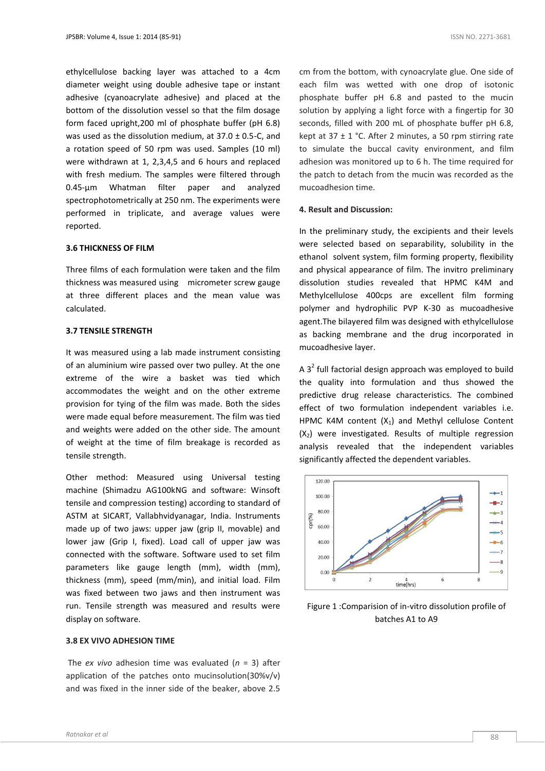ethylcellulose backing layer was attached to a 4cm diameter weight using double adhesive tape or instant adhesive (cyanoacrylate adhesive) and placed at the bottom of the dissolution vessel so that the film dosage form faced upright,200 ml of phosphate buffer (pH 6.8) was used as the dissolution medium, at 37.0 ± 0.5-C, and a rotation speed of 50 rpm was used. Samples (10 ml) were withdrawn at 1, 2,3,4,5 and 6 hours and replaced with fresh medium. The samples were filtered through 0.45-μm Whatman filter paper and analyzed spectrophotometrically at 250 nm. The experiments were performed in triplicate, and average values were reported.

### 3.6 THICKNESS OF FILM

Three films of each formulation were taken and the film thickness was measured using micrometer screw gauge at three different places and the mean value was calculated.

### 3.7 TENSILE STRENGTH

It was measured using a lab made instrument consisting of an aluminium wire passed over two pulley. At the one extreme of the wire a basket was tied which accommodates the weight and on the other extreme provision for tying of the film was made. Both the sides were made equal before measurement. The film was tied and weights were added on the other side. The amount of weight at the time of film breakage is recorded as tensile strength.

Other method: Measured using Universal testing machine (Shimadzu AG100kNG and software: Winsoft tensile and compression testing) according to standard of ASTM at SICART, Vallabhvidyanagar, India. Instruments made up of two jaws: upper jaw (grip II, movable) and lower jaw (Grip I, fixed). Load call of upper jaw was connected with the software. Software used to set film parameters like gauge length (mm), width (mm), thickness (mm), speed (mm/min), and initial load. Film was fixed between two jaws and then instrument was run. Tensile strength was measured and results were display on software.

### 3.8 EX VIVO ADHESION TIME

The *ex vivo* adhesion time was evaluated ($n$ = 3) after application of the patches onto mucinsolution(30%v/v) and was fixed in the inner side of the beaker, above 2.5 cm from the bottom, with cynoacrylate glue. One side of each film was wetted with one drop of isotonic phosphate buffer pH 6.8 and pasted to the mucin solution by applying a light force with a fingertip for 30 seconds, filled with 200 mL of phosphate buffer pH 6.8, kept at 37 ± 1 °C. After 2 minutes, a 50 rpm stirring rate to simulate the buccal cavity environment, and film adhesion was monitored up to 6 h. The time required for the patch to detach from the mucin was recorded as the mucoadhesion time.

### 4. Result and Discussion:

In the preliminary study, the excipients and their levels were selected based on separability, solubility in the ethanol solvent system, film forming property, flexibility and physical appearance of film. The invitro preliminary dissolution studies revealed that HPMC K4M and Methylcellulose 400cps are excellent film forming polymer and hydrophilic PVP K-30 as mucoadhesive agent.The bilayered film was designed with ethylcellulose as backing membrane and the drug incorporated in mucoadhesive layer.

A $3^2$ full factorial design approach was employed to build the quality into formulation and thus showed the predictive drug release characteristics. The combined effect of two formulation independent variables i.e. HPMC K4M content ($X_1$) and Methyl cellulose Content ($X_2$) were investigated. Results of multiple regression analysis revealed that the independent variables significantly affected the dependent variables.

Figure 1 :Comparision of in-vitro dissolution profile of batches A1 to A9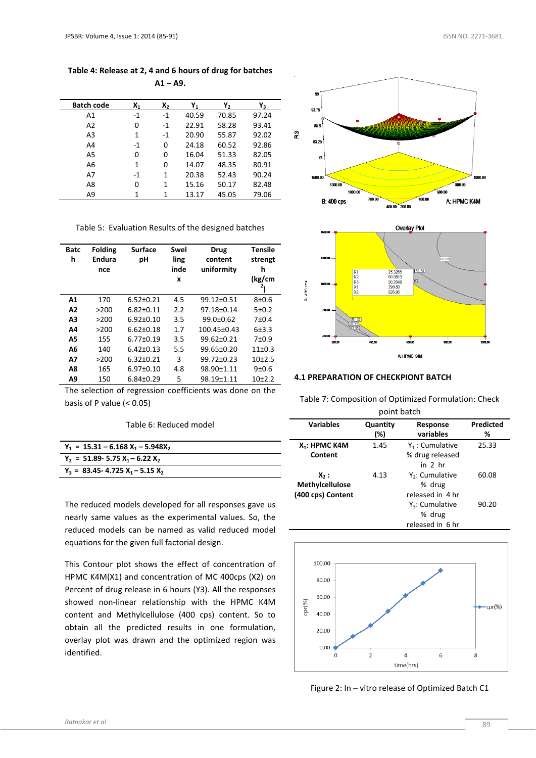**Table 4: Release at 2, 4 and 6 hours of drug for batches A1 – A9.**

| Batch code | $X_1$ | $X_2$ | $Y_1$ | $Y_2$ | $Y_3$ |
|---|---|---|---|---|---|
| A1 | -1 | -1 | 40.59 | 70.85 | 97.24 |
| A2 | 0 | -1 | 22.91 | 58.28 | 93.41 |
| A3 | 1 | -1 | 20.90 | 55.87 | 92.02 |
| A4 | -1 | 0 | 24.18 | 60.52 | 92.86 |
| A5 | 0 | 0 | 16.04 | 51.33 | 82.05 |
| A6 | 1 | 0 | 14.07 | 48.35 | 80.91 |
| A7 | -1 | 1 | 20.38 | 52.43 | 90.24 |
| A8 | 0 | 1 | 15.16 | 50.17 | 82.48 |
| A9 | 1 | 1 | 13.17 | 45.05 | 79.06 |

Table 5: Evaluation Results of the designed batches

| Batch | Folding Endurance | Surface pH | Swelling index | Drug content uniformity | Tensile strength (kg/cm$^2$) |
|---|---|---|---|---|---|
| A1 | 170 | 6.52±0.21 | 4.5 | 99.12±0.51 | 8±0.6 |
| A2 | >200 | 6.82±0.11 | 2.2 | 97.18±0.14 | 5±0.2 |
| A3 | >200 | 6.92±0.10 | 3.5 | 99.0±0.62 | 7±0.4 |
| A4 | >200 | 6.62±0.18 | 1.7 | 100.45±0.43 | 6±3.3 |
| A5 | 155 | 6.77±0.19 | 3.5 | 99.62±0.21 | 7±0.9 |
| A6 | 140 | 6.42±0.13 | 5.5 | 99.65±0.20 | 11±0.3 |
| A7 | >200 | 6.32±0.21 | 3 | 99.72±0.23 | 10±2.5 |
| A8 | 165 | 6.97±0.10 | 4.8 | 98.90±1.11 | 9±0.6 |
| A9 | 150 | 6.84±0.29 | 5 | 98.19±1.11 | 10±2.2 |

The selection of regression coefficients was done on the basis of P value (< 0.05)

Table 6: Reduced model

| |
|---|
| $Y_1 = 15.31 - 6.168 X_1 - 5.948 X_2$ |
| $Y_2 = 51.89 - 5.75 X_1 - 6.22 X_2$ |
| $Y_3 = 83.45 - 4.725 X_1 - 5.15 X_2$ |

The reduced models developed for all responses gave us nearly same values as the experimental values. So, the reduced models can be named as valid reduced model equations for the given full factorial design.

This Contour plot shows the effect of concentration of HPMC K4M(X1) and concentration of MC 400cps (X2) on Percent of drug release in 6 hours (Y3). All the responses showed non-linear relationship with the HPMC K4M content and Methylcellulose (400 cps) content. So to obtain all the predicted results in one formulation, overlay plot was drawn and the optimized region was identified.

### 4.1 PREPARATION OF CHECKPOINT BATCH

Table 7: Composition of Optimized Formulation: Check point batch

| Variables | Quantity (%) | Response variables | Predicted % |
|---|---|---|---|
| $X_1$: HPMC K4M Content | 1.45 | $Y_1$ : Cumulative % drug released in 2 hr | 25.33 |
| $X_2$ : Methylcellulose (400 cps) Content | 4.13 | $Y_2$: Cumulative % drug released in 4 hr | 60.08 |
| | | $Y_3$: Cumulative % drug released in 6 hr | 90.20 |

Figure 2: In – vitro release of Optimized Batch C1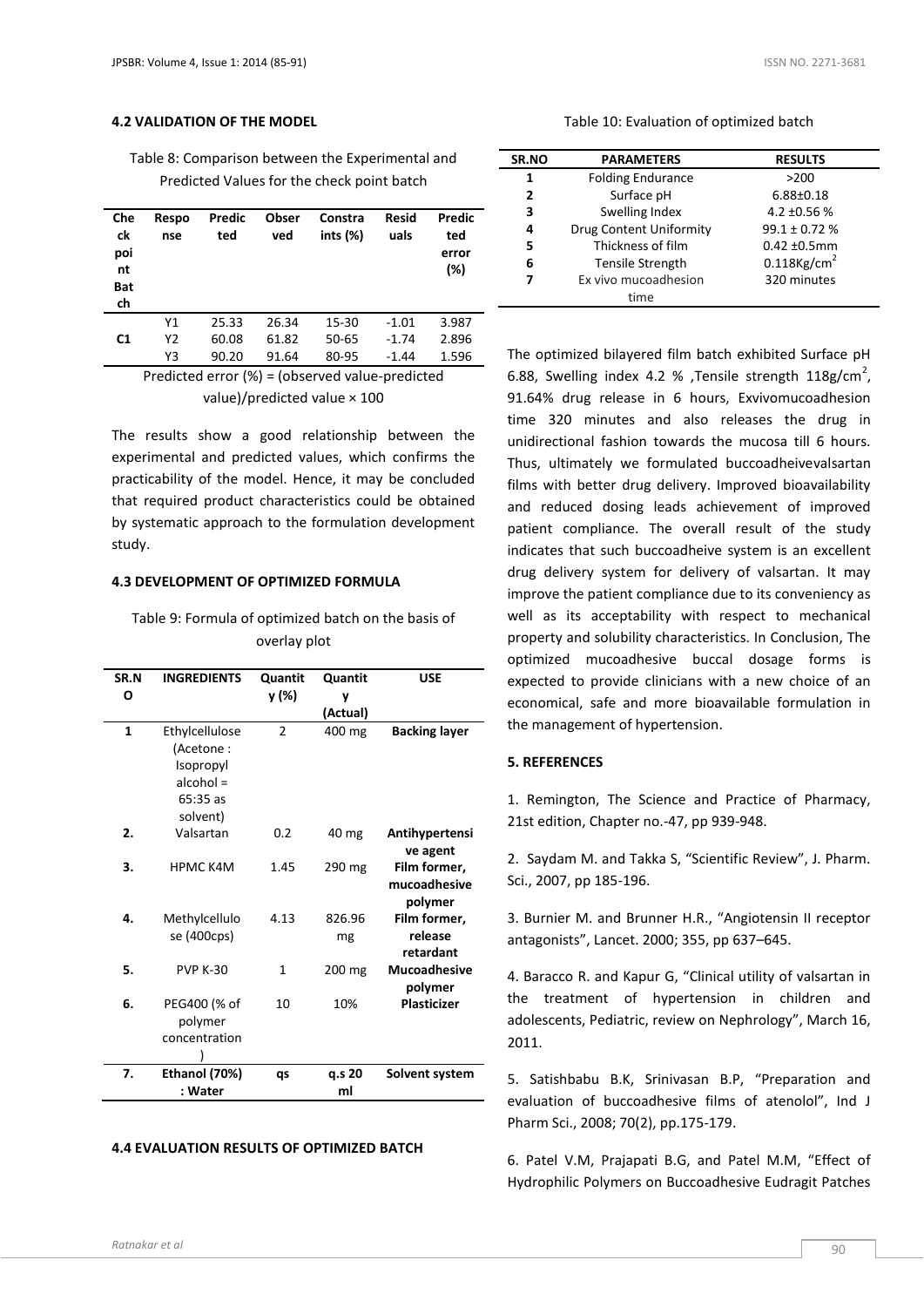### 4.2 VALIDATION OF THE MODEL

Table 8: Comparison between the Experimental and Predicted Values for the check point batch

| Check point Batch | Response | Predicted | Observed | Constraints (%) | Residuals | Predicted error (%) |
|---|---|---|---|---|---|---|
| C1 | Y1 | 25.33 | 26.34 | 15-30 | -1.01 | 3.987 |
| | Y2 | 60.08 | 61.82 | 50-65 | -1.74 | 2.896 |
| | Y3 | 90.20 | 91.64 | 80-95 | -1.44 | 1.596 |

Predicted error (%) = (observed value-predicted value)/predicted value × 100

The results show a good relationship between the experimental and predicted values, which confirms the practicability of the model. Hence, it may be concluded that required product characteristics could be obtained by systematic approach to the formulation development study.

### 4.3 DEVELOPMENT OF OPTIMIZED FORMULA

Table 9: Formula of optimized batch on the basis of overlay plot

| SR.NO | INGREDIENTS | Quantity (%) | Quantity (Actual) | USE |
|---|---|---|---|---|
| 1 | Ethylcellulose (Acetone : Isopropyl alcohol = 65:35 as solvent) | 2 | 400 mg | **Backing layer** |
| 2. | Valsartan | 0.2 | 40 mg | **Antihypertensive agent** |
| 3. | HPMC K4M | 1.45 | 290 mg | **Film former, mucoadhesive polymer** |
| 4. | Methylcellulose (400cps) | 4.13 | 826.96 mg | **Film former, release retardant** |
| 5. | PVP K-30 | 1 | 200 mg | **Mucoadhesive polymer** |
| 6. | PEG400 (% of polymer concentration) | 10 | 10% | **Plasticizer** |
| 7. | **Ethanol (70%) : Water** | **qs** | **q.s 20 ml** | **Solvent system** |

### 4.4 EVALUATION RESULTS OF OPTIMIZED BATCH

Table 10: Evaluation of optimized batch

| SR.NO | PARAMETERS | RESULTS |
|---|---|---|
| 1 | Folding Endurance | >200 |
| 2 | Surface pH | 6.88±0.18 |
| 3 | Swelling Index | 4.2 ±0.56 % |
| 4 | Drug Content Uniformity | 99.1 ± 0.72 % |
| 5 | Thickness of film | 0.42 ±0.5mm |
| 6 | Tensile Strength | 0.118Kg/cm$^2$ |
| 7 | Ex vivo mucoadhesion time | 320 minutes |

The optimized bilayered film batch exhibited Surface pH 6.88, Swelling index 4.2 % ,Tensile strength 118g/cm$^2$, 91.64% drug release in 6 hours, Exvivomucoadhesion time 320 minutes and also releases the drug in unidirectional fashion towards the mucosa till 6 hours. Thus, ultimately we formulated buccoadheivevalsartan films with better drug delivery. Improved bioavailability and reduced dosing leads achievement of improved patient compliance. The overall result of the study indicates that such buccoadheive system is an excellent drug delivery system for delivery of valsartan. It may improve the patient compliance due to its conveniency as well as its acceptability with respect to mechanical property and solubility characteristics. In Conclusion, The optimized mucoadhesive buccal dosage forms is expected to provide clinicians with a new choice of an economical, safe and more bioavailable formulation in the management of hypertension.

### 5. REFERENCES

1. Remington, The Science and Practice of Pharmacy, 21st edition, Chapter no.-47, pp 939-948.

2. Saydam M. and Takka S, "Scientific Review", J. Pharm. Sci., 2007, pp 185-196.

3. Burnier M. and Brunner H.R., "Angiotensin II receptor antagonists", Lancet. 2000; 355, pp 637–645.

4. Baracco R. and Kapur G, "Clinical utility of valsartan in the treatment of hypertension in children and adolescents, Pediatric, review on Nephrology", March 16, 2011.

5. Satishbabu B.K, Srinivasan B.P, "Preparation and evaluation of buccoadhesive films of atenolol", Ind J Pharm Sci., 2008; 70(2), pp.175-179.

6. Patel V.M, Prajapati B.G, and Patel M.M, "Effect of Hydrophilic Polymers on Buccoadhesive Eudragit Patches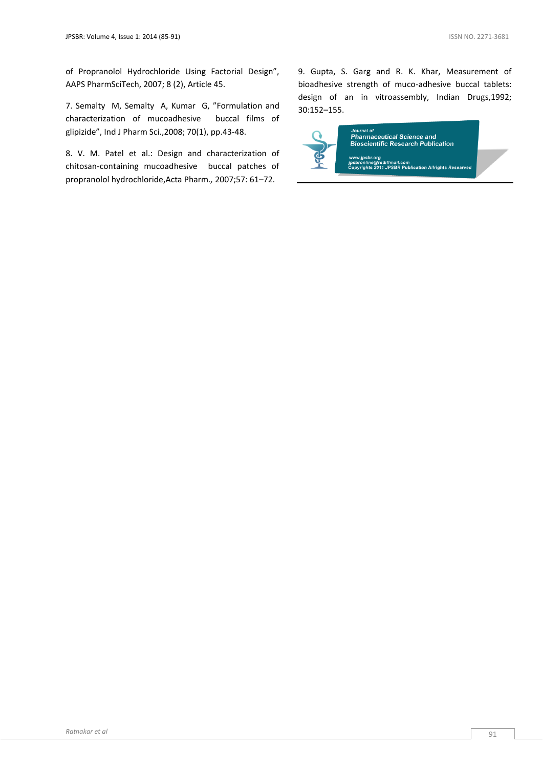of Propranolol Hydrochloride Using Factorial Design", AAPS PharmSciTech, 2007; 8 (2), Article 45.

7. Semalty M, Semalty A, Kumar G, "Formulation and characterization of mucoadhesive buccal films of glipizide", Ind J Pharm Sci.,2008; 70(1), pp.43-48.

8. V. M. Patel et al.: Design and characterization of chitosan-containing mucoadhesive buccal patches of propranolol hydrochloride,Acta Pharm., 2007;57: 61–72.

9. Gupta, S. Garg and R. K. Khar, Measurement of bioadhesive strength of muco-adhesive buccal tablets: design of an in vitroassembly, Indian Drugs,1992; 30:152–155.

Journal of
Pharmaceutical Science and Bioscientific Research Publication
www.jpsbr.org
jpsbronline@rediffmail.com
Copyrights 2011 JPSBR Publication Allrights Researved